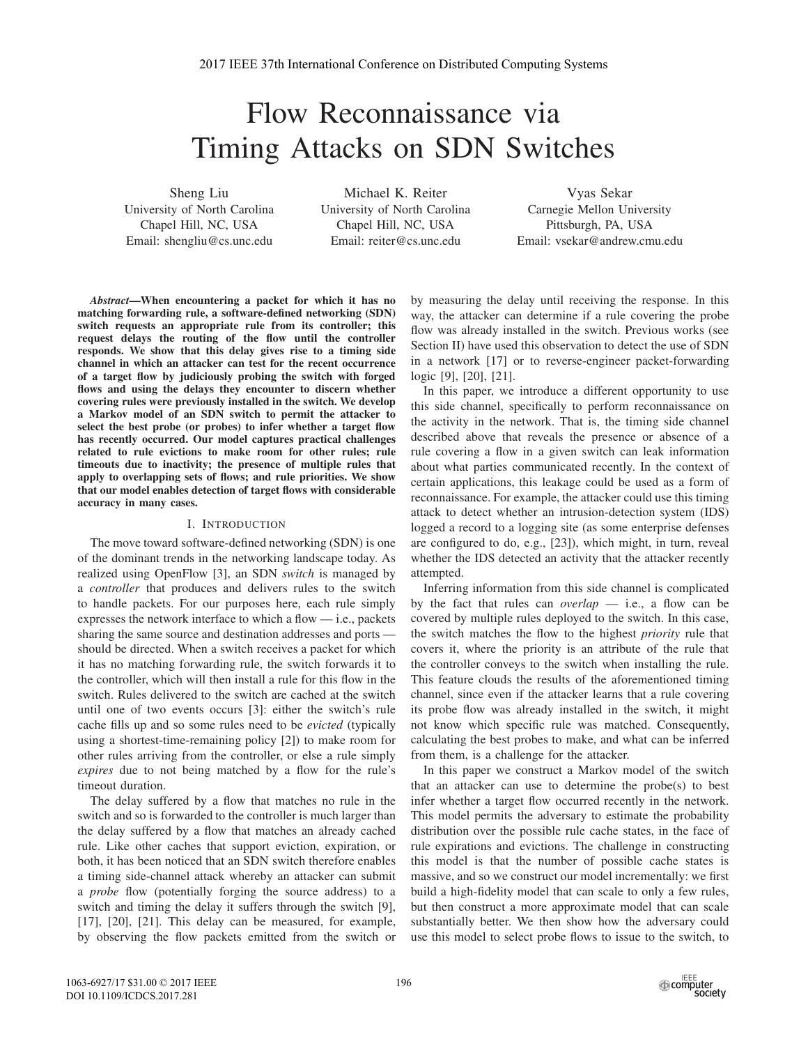# Flow Reconnaissance via Timing Attacks on SDN Switches

Sheng Liu
University of North Carolina
Chapel Hill, NC, USA
Email: shengliu@cs.unc.edu

Michael K. Reiter
University of North Carolina
Chapel Hill, NC, USA
Email: reiter@cs.unc.edu

Vyas Sekar
Carnegie Mellon University
Pittsburgh, PA, USA
Email: vsekar@andrew.cmu.edu

***Abstract*—When encountering a packet for which it has no matching forwarding rule, a software-defined networking (SDN) switch requests an appropriate rule from its controller; this request delays the routing of the flow until the controller responds. We show that this delay gives rise to a timing side channel in which an attacker can test for the recent occurrence of a target flow by judiciously probing the switch with forged flows and using the delays they encounter to discern whether covering rules were previously installed in the switch. We develop a Markov model of an SDN switch to permit the attacker to select the best probe (or probes) to infer whether a target flow has recently occurred. Our model captures practical challenges related to rule evictions to make room for other rules; rule timeouts due to inactivity; the presence of multiple rules that apply to overlapping sets of flows; and rule priorities. We show that our model enables detection of target flows with considerable accuracy in many cases.**

## I. Introduction

The move toward software-defined networking (SDN) is one of the dominant trends in the networking landscape today. As realized using OpenFlow [3], an SDN *switch* is managed by a *controller* that produces and delivers rules to the switch to handle packets. For our purposes here, each rule simply expresses the network interface to which a flow — i.e., packets sharing the same source and destination addresses and ports — should be directed. When a switch receives a packet for which it has no matching forwarding rule, the switch forwards it to the controller, which will then install a rule for this flow in the switch. Rules delivered to the switch are cached at the switch until one of two events occurs [3]: either the switch's rule cache fills up and so some rules need to be *evicted* (typically using a shortest-time-remaining policy [2]) to make room for other rules arriving from the controller, or else a rule simply *expires* due to not being matched by a flow for the rule's timeout duration.

The delay suffered by a flow that matches no rule in the switch and so is forwarded to the controller is much larger than the delay suffered by a flow that matches an already cached rule. Like other caches that support eviction, expiration, or both, it has been noticed that an SDN switch therefore enables a timing side-channel attack whereby an attacker can submit a *probe* flow (potentially forging the source address) to a switch and timing the delay it suffers through the switch [9], [17], [20], [21]. This delay can be measured, for example, by observing the flow packets emitted from the switch or by measuring the delay until receiving the response. In this way, the attacker can determine if a rule covering the probe flow was already installed in the switch. Previous works (see Section II) have used this observation to detect the use of SDN in a network [17] or to reverse-engineer packet-forwarding logic [9], [20], [21].

In this paper, we introduce a different opportunity to use this side channel, specifically to perform reconnaissance on the activity in the network. That is, the timing side channel described above that reveals the presence or absence of a rule covering a flow in a given switch can leak information about what parties communicated recently. In the context of certain applications, this leakage could be used as a form of reconnaissance. For example, the attacker could use this timing attack to detect whether an intrusion-detection system (IDS) logged a record to a logging site (as some enterprise defenses are configured to do, e.g., [23]), which might, in turn, reveal whether the IDS detected an activity that the attacker recently attempted.

Inferring information from this side channel is complicated by the fact that rules can *overlap* — i.e., a flow can be covered by multiple rules deployed to the switch. In this case, the switch matches the flow to the highest *priority* rule that covers it, where the priority is an attribute of the rule that the controller conveys to the switch when installing the rule. This feature clouds the results of the aforementioned timing channel, since even if the attacker learns that a rule covering its probe flow was already installed in the switch, it might not know which specific rule was matched. Consequently, calculating the best probes to make, and what can be inferred from them, is a challenge for the attacker.

In this paper we construct a Markov model of the switch that an attacker can use to determine the probe(s) to best infer whether a target flow occurred recently in the network. This model permits the adversary to estimate the probability distribution over the possible rule cache states, in the face of rule expirations and evictions. The challenge in constructing this model is that the number of possible cache states is massive, and so we construct our model incrementally: we first build a high-fidelity model that can scale to only a few rules, but then construct a more approximate model that can scale substantially better. We then show how the adversary could use this model to select probe flows to issue to the switch, to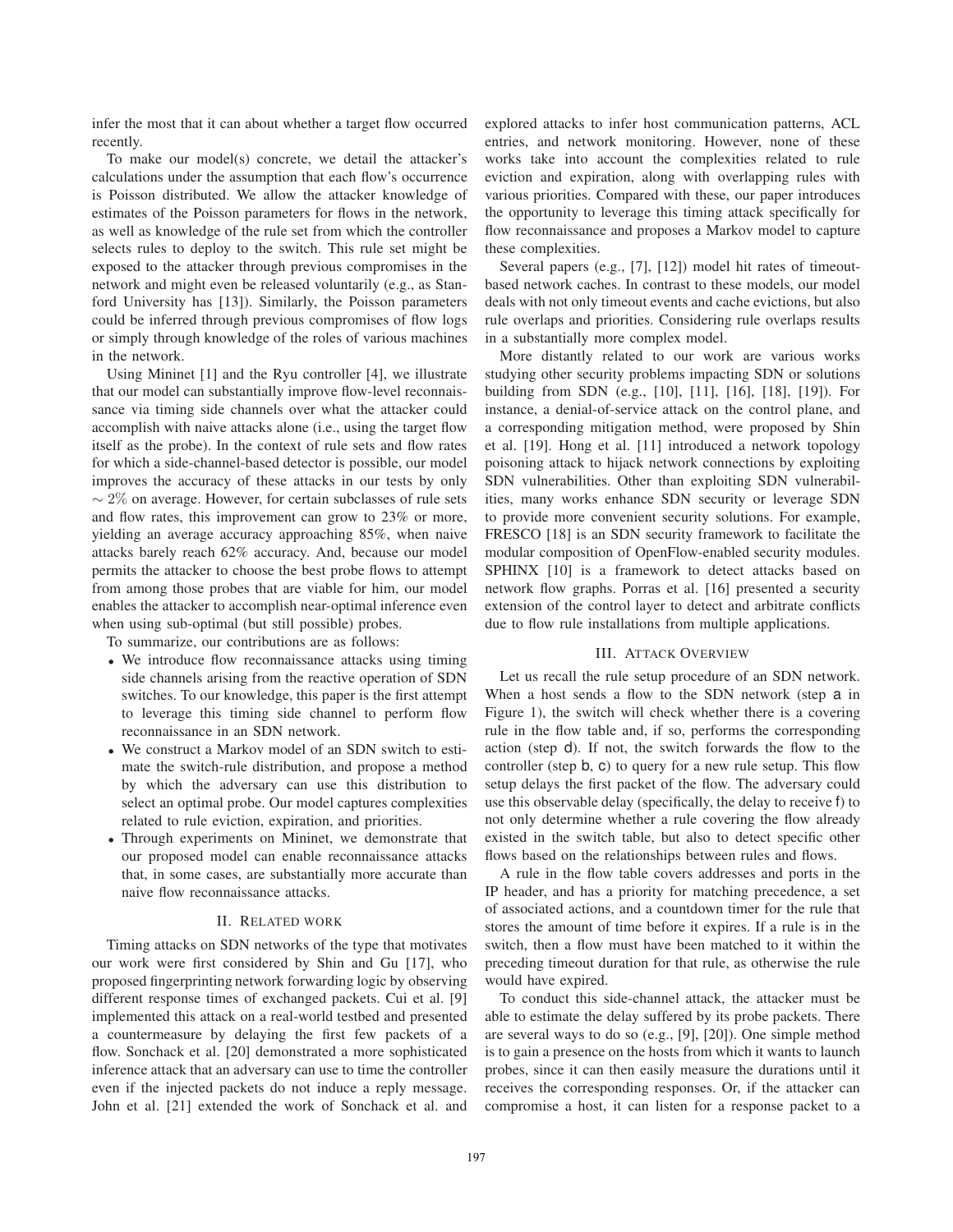infer the most that it can about whether a target flow occurred recently.

To make our model(s) concrete, we detail the attacker's calculations under the assumption that each flow's occurrence is Poisson distributed. We allow the attacker knowledge of estimates of the Poisson parameters for flows in the network, as well as knowledge of the rule set from which the controller selects rules to deploy to the switch. This rule set might be exposed to the attacker through previous compromises in the network and might even be released voluntarily (e.g., as Stanford University has [13]). Similarly, the Poisson parameters could be inferred through previous compromises of flow logs or simply through knowledge of the roles of various machines in the network.

Using Mininet [1] and the Ryu controller [4], we illustrate that our model can substantially improve flow-level reconnaissance via timing side channels over what the attacker could accomplish with naive attacks alone (i.e., using the target flow itself as the probe). In the context of rule sets and flow rates for which a side-channel-based detector is possible, our model improves the accuracy of these attacks in our tests by only $\sim 2\%$ on average. However, for certain subclasses of rule sets and flow rates, this improvement can grow to 23% or more, yielding an average accuracy approaching 85%, when naive attacks barely reach 62% accuracy. And, because our model permits the attacker to choose the best probe flows to attempt from among those probes that are viable for him, our model enables the attacker to accomplish near-optimal inference even when using sub-optimal (but still possible) probes.

To summarize, our contributions are as follows:

- We introduce flow reconnaissance attacks using timing side channels arising from the reactive operation of SDN switches. To our knowledge, this paper is the first attempt to leverage this timing side channel to perform flow reconnaissance in an SDN network.
- We construct a Markov model of an SDN switch to estimate the switch-rule distribution, and propose a method by which the adversary can use this distribution to select an optimal probe. Our model captures complexities related to rule eviction, expiration, and priorities.
- Through experiments on Mininet, we demonstrate that our proposed model can enable reconnaissance attacks that, in some cases, are substantially more accurate than naive flow reconnaissance attacks.

## II. Related work

Timing attacks on SDN networks of the type that motivates our work were first considered by Shin and Gu [17], who proposed fingerprinting network forwarding logic by observing different response times of exchanged packets. Cui et al. [9] implemented this attack on a real-world testbed and presented a countermeasure by delaying the first few packets of a flow. Sonchack et al. [20] demonstrated a more sophisticated inference attack that an adversary can use to time the controller even if the injected packets do not induce a reply message. John et al. [21] extended the work of Sonchack et al. and explored attacks to infer host communication patterns, ACL entries, and network monitoring. However, none of these works take into account the complexities related to rule eviction and expiration, along with overlapping rules with various priorities. Compared with these, our paper introduces the opportunity to leverage this timing attack specifically for flow reconnaissance and proposes a Markov model to capture these complexities.

Several papers (e.g., [7], [12]) model hit rates of timeout-based network caches. In contrast to these models, our model deals with not only timeout events and cache evictions, but also rule overlaps and priorities. Considering rule overlaps results in a substantially more complex model.

More distantly related to our work are various works studying other security problems impacting SDN or solutions building from SDN (e.g., [10], [11], [16], [18], [19]). For instance, a denial-of-service attack on the control plane, and a corresponding mitigation method, were proposed by Shin et al. [19]. Hong et al. [11] introduced a network topology poisoning attack to hijack network connections by exploiting SDN vulnerabilities. Other than exploiting SDN vulnerabilities, many works enhance SDN security or leverage SDN to provide more convenient security solutions. For example, FRESCO [18] is an SDN security framework to facilitate the modular composition of OpenFlow-enabled security modules. SPHINX [10] is a framework to detect attacks based on network flow graphs. Porras et al. [16] presented a security extension of the control layer to detect and arbitrate conflicts due to flow rule installations from multiple applications.

## III. Attack Overview

Let us recall the rule setup procedure of an SDN network. When a host sends a flow to the SDN network (step a in Figure 1), the switch will check whether there is a covering rule in the flow table and, if so, performs the corresponding action (step d). If not, the switch forwards the flow to the controller (step b, c) to query for a new rule setup. This flow setup delays the first packet of the flow. The adversary could use this observable delay (specifically, the delay to receive f) to not only determine whether a rule covering the flow already existed in the switch table, but also to detect specific other flows based on the relationships between rules and flows.

A rule in the flow table covers addresses and ports in the IP header, and has a priority for matching precedence, a set of associated actions, and a countdown timer for the rule that stores the amount of time before it expires. If a rule is in the switch, then a flow must have been matched to it within the preceding timeout duration for that rule, as otherwise the rule would have expired.

To conduct this side-channel attack, the attacker must be able to estimate the delay suffered by its probe packets. There are several ways to do so (e.g., [9], [20]). One simple method is to gain a presence on the hosts from which it wants to launch probes, since it can then easily measure the durations until it receives the corresponding responses. Or, if the attacker can compromise a host, it can listen for a response packet to a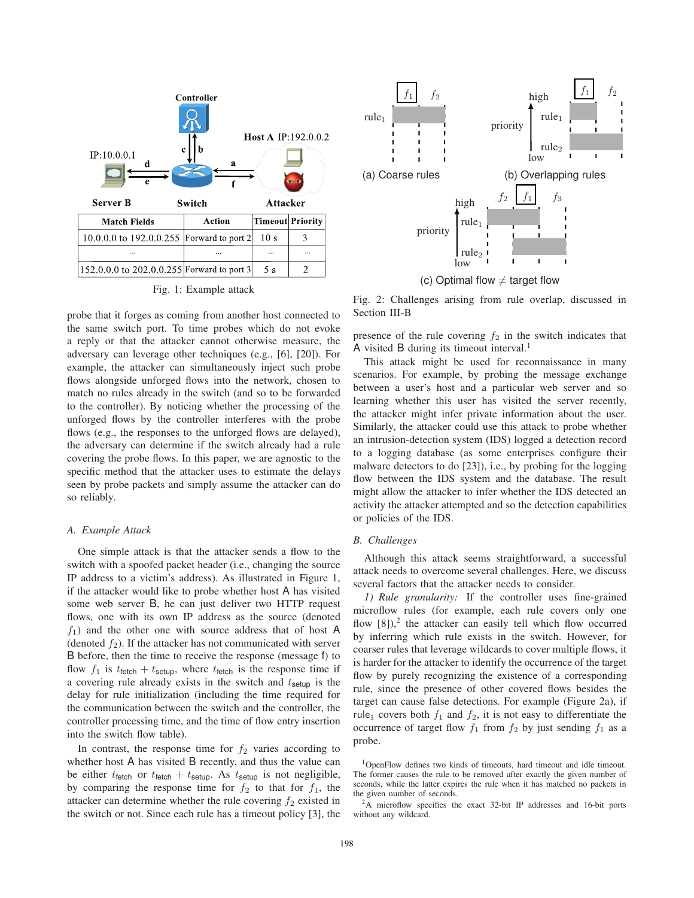| Match Fields | Action | Timeout | Priority |
| --- | --- | --- | --- |
| 10.0.0.0 to 192.0.0.255 | Forward to port 2 | 10 s | 3 |
| ... | ... | ... | ... |
| 152.0.0.0 to 202.0.0.255 | Forward to port 3 | 5 s | 2 |

Fig. 1: Example attack

probe that it forges as coming from another host connected to the same switch port. To time probes which do not evoke a reply or that the attacker cannot otherwise measure, the adversary can leverage other techniques (e.g., [6], [20]). For example, the attacker can simultaneously inject such probe flows alongside unforged flows into the network, chosen to match no rules already in the switch (and so to be forwarded to the controller). By noticing whether the processing of the unforged flows by the controller interferes with the probe flows (e.g., the responses to the unforged flows are delayed), the adversary can determine if the switch already had a rule covering the probe flows. In this paper, we are agnostic to the specific method that the attacker uses to estimate the delays seen by probe packets and simply assume the attacker can do so reliably.

### A. Example Attack

One simple attack is that the attacker sends a flow to the switch with a spoofed packet header (i.e., changing the source IP address to a victim's address). As illustrated in Figure 1, if the attacker would like to probe whether host A has visited some web server B, he can just deliver two HTTP request flows, one with its own IP address as the source (denoted $f_1$) and the other one with source address that of host A (denoted $f_2$). If the attacker has not communicated with server B before, then the time to receive the response (message f) to flow $f_1$ is $t_{\mathsf{fetch}} + t_{\mathsf{setup}}$, where $t_{\mathsf{fetch}}$ is the response time if a covering rule already exists in the switch and $t_{\mathsf{setup}}$ is the delay for rule initialization (including the time required for the communication between the switch and the controller, the controller processing time, and the time of flow entry insertion into the switch flow table).

In contrast, the response time for $f_2$ varies according to whether host A has visited B recently, and thus the value can be either $t_{\mathsf{fetch}}$ or $t_{\mathsf{fetch}} + t_{\mathsf{setup}}$. As $t_{\mathsf{setup}}$ is not negligible, by comparing the response time for $f_2$ to that for $f_1$, the attacker can determine whether the rule covering $f_2$ existed in the switch or not. Since each rule has a timeout policy [3], the presence of the rule covering $f_2$ in the switch indicates that A visited B during its timeout interval.[1]

Fig. 2: Challenges arising from rule overlap, discussed in Section III-B

This attack might be used for reconnaissance in many scenarios. For example, by probing the message exchange between a user's host and a particular web server and so learning whether this user has visited the server recently, the attacker might infer private information about the user. Similarly, the attacker could use this attack to probe whether an intrusion-detection system (IDS) logged a detection record to a logging database (as some enterprises configure their malware detectors to do [23]), i.e., by probing for the logging flow between the IDS system and the database. The result might allow the attacker to infer whether the IDS detected an activity the attacker attempted and so the detection capabilities or policies of the IDS.

### B. Challenges

Although this attack seems straightforward, a successful attack needs to overcome several challenges. Here, we discuss several factors that the attacker needs to consider.

*1) Rule granularity:* If the controller uses fine-grained microflow rules (for example, each rule covers only one flow [8]),[2] the attacker can easily tell which flow occurred by inferring which rule exists in the switch. However, for coarser rules that leverage wildcards to cover multiple flows, it is harder for the attacker to identify the occurrence of the target flow by purely recognizing the existence of a corresponding rule, since the presence of other covered flows besides the target can cause false detections. For example (Figure 2a), if $\mathsf{rule}_1$ covers both $f_1$ and $f_2$, it is not easy to differentiate the occurrence of target flow $f_1$ from $f_2$ by just sending $f_1$ as a probe.

[1] OpenFlow defines two kinds of timeouts, hard timeout and idle timeout. The former causes the rule to be removed after exactly the given number of seconds, while the latter expires the rule when it has matched no packets in the given number of seconds.

[2] A microflow specifies the exact 32-bit IP addresses and 16-bit ports without any wildcard.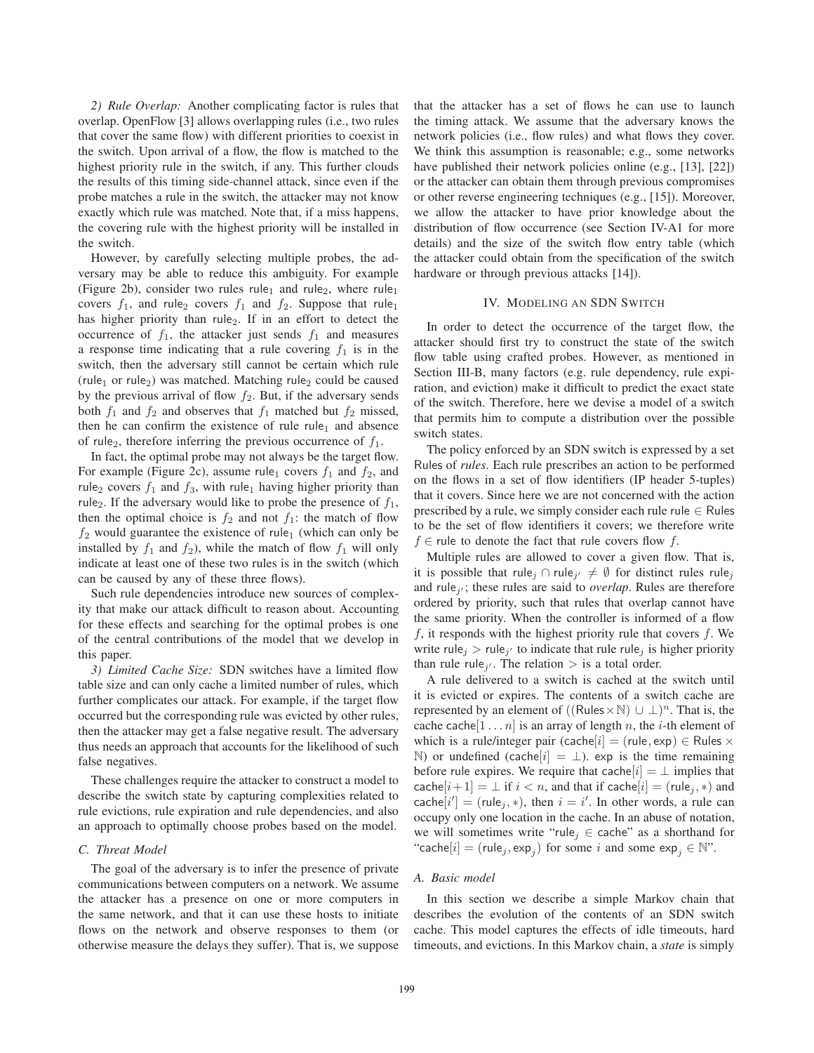*2) Rule Overlap:* Another complicating factor is rules that overlap. OpenFlow [3] allows overlapping rules (i.e., two rules that cover the same flow) with different priorities to coexist in the switch. Upon arrival of a flow, the flow is matched to the highest priority rule in the switch, if any. This further clouds the results of this timing side-channel attack, since even if the probe matches a rule in the switch, the attacker may not know exactly which rule was matched. Note that, if a miss happens, the covering rule with the highest priority will be installed in the switch.

However, by carefully selecting multiple probes, the adversary may be able to reduce this ambiguity. For example (Figure 2b), consider two rules $\mathsf{rule}_1$ and $\mathsf{rule}_2$, where $\mathsf{rule}_1$ covers $f_1$, and $\mathsf{rule}_2$ covers $f_1$ and $f_2$. Suppose that $\mathsf{rule}_1$ has higher priority than $\mathsf{rule}_2$. If in an effort to detect the occurrence of $f_1$, the attacker just sends $f_1$ and measures a response time indicating that a rule covering $f_1$ is in the switch, then the adversary still cannot be certain which rule ($\mathsf{rule}_1$ or $\mathsf{rule}_2$) was matched. Matching $\mathsf{rule}_2$ could be caused by the previous arrival of flow $f_2$. But, if the adversary sends both $f_1$ and $f_2$ and observes that $f_1$ matched but $f_2$ missed, then he can confirm the existence of rule $\mathsf{rule}_1$ and absence of $\mathsf{rule}_2$, therefore inferring the previous occurrence of $f_1$.

In fact, the optimal probe may not always be the target flow. For example (Figure 2c), assume $\mathsf{rule}_1$ covers $f_1$ and $f_2$, and $\mathsf{rule}_2$ covers $f_1$ and $f_3$, with $\mathsf{rule}_1$ having higher priority than $\mathsf{rule}_2$. If the adversary would like to probe the presence of $f_1$, then the optimal choice is $f_2$ and not $f_1$: the match of flow $f_2$ would guarantee the existence of $\mathsf{rule}_1$ (which can only be installed by $f_1$ and $f_2$), while the match of flow $f_1$ will only indicate at least one of these two rules is in the switch (which can be caused by any of these three flows).

Such rule dependencies introduce new sources of complexity that make our attack difficult to reason about. Accounting for these effects and searching for the optimal probes is one of the central contributions of the model that we develop in this paper.

*3) Limited Cache Size:* SDN switches have a limited flow table size and can only cache a limited number of rules, which further complicates our attack. For example, if the target flow occurred but the corresponding rule was evicted by other rules, then the attacker may get a false negative result. The adversary thus needs an approach that accounts for the likelihood of such false negatives.

These challenges require the attacker to construct a model to describe the switch state by capturing complexities related to rule evictions, rule expiration and rule dependencies, and also an approach to optimally choose probes based on the model.

### C. Threat Model

The goal of the adversary is to infer the presence of private communications between computers on a network. We assume the attacker has a presence on one or more computers in the same network, and that it can use these hosts to initiate flows on the network and observe responses to them (or otherwise measure the delays they suffer). That is, we suppose that the attacker has a set of flows he can use to launch the timing attack. We assume that the adversary knows the network policies (i.e., flow rules) and what flows they cover. We think this assumption is reasonable; e.g., some networks have published their network policies online (e.g., [13], [22]) or the attacker can obtain them through previous compromises or other reverse engineering techniques (e.g., [15]). Moreover, we allow the attacker to have prior knowledge about the distribution of flow occurrence (see Section IV-A1 for more details) and the size of the switch flow entry table (which the attacker could obtain from the specification of the switch hardware or through previous attacks [14]).

## IV. Modeling an SDN Switch

In order to detect the occurrence of the target flow, the attacker should first try to construct the state of the switch flow table using crafted probes. However, as mentioned in Section III-B, many factors (e.g. rule dependency, rule expiration, and eviction) make it difficult to predict the exact state of the switch. Therefore, here we devise a model of a switch that permits him to compute a distribution over the possible switch states.

The policy enforced by an SDN switch is expressed by a set Rules of *rules*. Each rule prescribes an action to be performed on the flows in a set of flow identifiers (IP header 5-tuples) that it covers. Since here we are not concerned with the action prescribed by a rule, we simply consider each rule $\mathsf{rule} \in \mathsf{Rules}$ to be the set of flow identifiers it covers; we therefore write $f \in \mathsf{rule}$ to denote the fact that rule covers flow $f$.

Multiple rules are allowed to cover a given flow. That is, it is possible that $\mathsf{rule}_j \cap \mathsf{rule}_{j'} \neq \emptyset$ for distinct rules $\mathsf{rule}_j$ and $\mathsf{rule}_{j'}$; these rules are said to *overlap*. Rules are therefore ordered by priority, such that rules that overlap cannot have the same priority. When the controller is informed of a flow $f$, it responds with the highest priority rule that covers $f$. We write $\mathsf{rule}_j > \mathsf{rule}_{j'}$ to indicate that rule $\mathsf{rule}_j$ is higher priority than rule $\mathsf{rule}_{j'}$. The relation $>$ is a total order.

A rule delivered to a switch is cached at the switch until it is evicted or expires. The contents of a switch cache are represented by an element of $((\mathsf{Rules} \times \mathbb{N}) \cup \perp)^n$. That is, the cache $\mathsf{cache}[1 \ldots n]$ is an array of length $n$, the $i$-th element of which is a rule/integer pair ($\mathsf{cache}[i] = (\mathsf{rule}, \mathsf{exp}) \in \mathsf{Rules} \times \mathbb{N}$) or undefined ($\mathsf{cache}[i] = \perp$). $\mathsf{exp}$ is the time remaining before rule expires. We require that $\mathsf{cache}[i] = \perp$ implies that $\mathsf{cache}[i+1] = \perp$ if $i < n$, and that if $\mathsf{cache}[i] = (\mathsf{rule}_j, *)$ and $\mathsf{cache}[i'] = (\mathsf{rule}_j, *)$, then $i = i'$. In other words, a rule can occupy only one location in the cache. In an abuse of notation, we will sometimes write "$\mathsf{rule}_j \in \mathsf{cache}$" as a shorthand for "$\mathsf{cache}[i] = (\mathsf{rule}_j, \mathsf{exp}_j)$ for some $i$ and some $\mathsf{exp}_j \in \mathbb{N}$".

### A. Basic model

In this section we describe a simple Markov chain that describes the evolution of the contents of an SDN switch cache. This model captures the effects of idle timeouts, hard timeouts, and evictions. In this Markov chain, a *state* is simply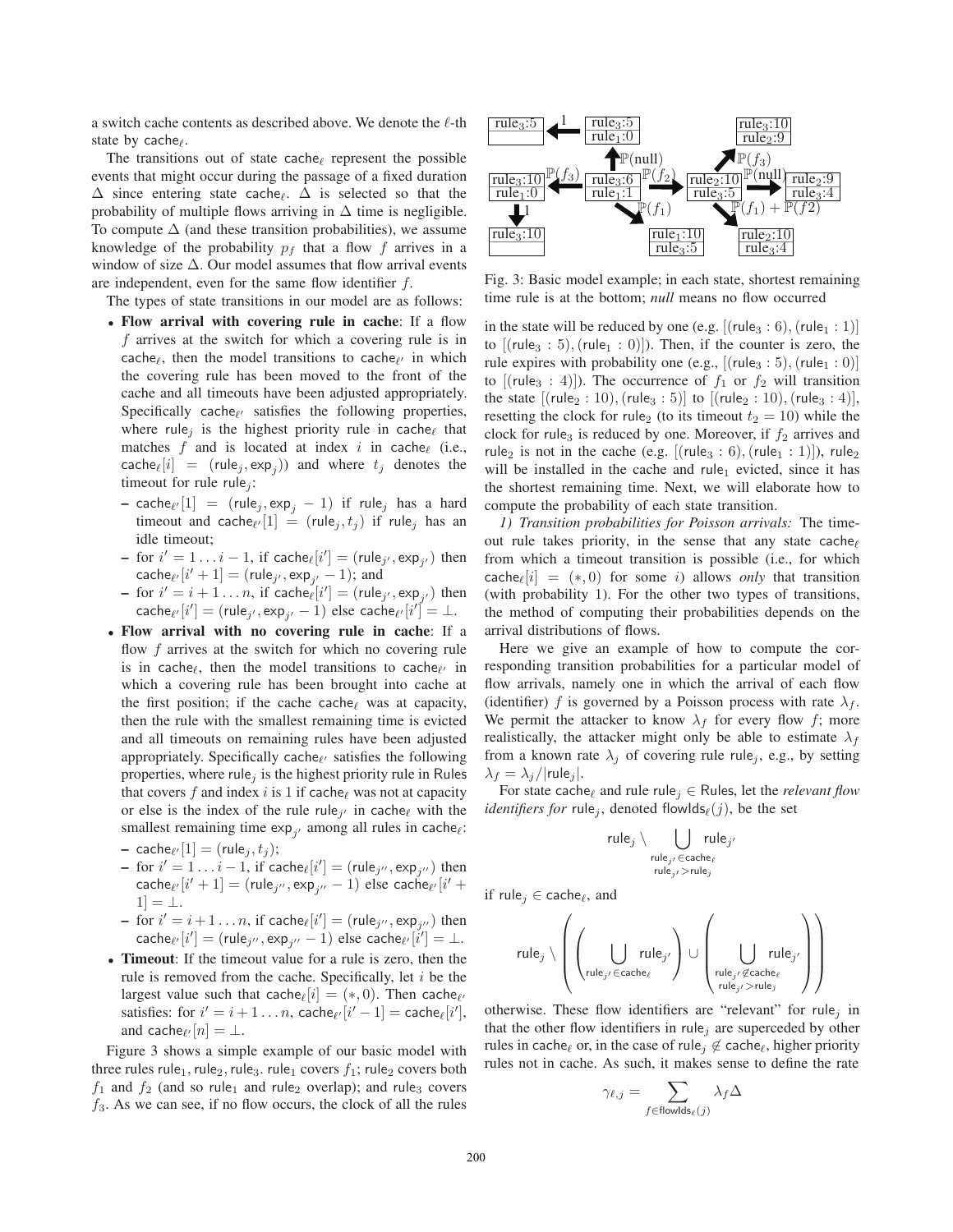a switch cache contents as described above. We denote the $\ell$-th state by $\mathsf{cache}_\ell$.

The transitions out of state $\mathsf{cache}_\ell$ represent the possible events that might occur during the passage of a fixed duration $\Delta$ since entering state $\mathsf{cache}_\ell$. $\Delta$ is selected so that the probability of multiple flows arriving in $\Delta$ time is negligible. To compute $\Delta$ (and these transition probabilities), we assume knowledge of the probability $p_f$ that a flow $f$ arrives in a window of size $\Delta$. Our model assumes that flow arrival events are independent, even for the same flow identifier $f$.

The types of state transitions in our model are as follows:

- **Flow arrival with covering rule in cache**: If a flow $f$ arrives at the switch for which a covering rule is in $\mathsf{cache}_\ell$, then the model transitions to $\mathsf{cache}_{\ell'}$ in which the covering rule has been moved to the front of the cache and all timeouts have been adjusted appropriately. Specifically $\mathsf{cache}_{\ell'}$ satisfies the following properties, where $\mathsf{rule}_j$ is the highest priority rule in $\mathsf{cache}_\ell$ that matches $f$ and is located at index $i$ in $\mathsf{cache}_\ell$ (i.e., $\mathsf{cache}_\ell[i] = (\mathsf{rule}_j, \mathsf{exp}_j)$) and where $t_j$ denotes the timeout for rule $\mathsf{rule}_j$:
  - $\mathsf{cache}_{\ell'}[1] = (\mathsf{rule}_j, \mathsf{exp}_j - 1)$ if $\mathsf{rule}_j$ has a hard timeout and $\mathsf{cache}_{\ell'}[1] = (\mathsf{rule}_j, t_j)$ if $\mathsf{rule}_j$ has an idle timeout;
  - for $i' = 1 \ldots i-1$, if $\mathsf{cache}_\ell[i'] = (\mathsf{rule}_{j'}, \mathsf{exp}_{j'})$ then $\mathsf{cache}_{\ell'}[i'+1] = (\mathsf{rule}_{j'}, \mathsf{exp}_{j'} - 1)$; and
  - for $i' = i+1 \ldots n$, if $\mathsf{cache}_\ell[i'] = (\mathsf{rule}_{j'}, \mathsf{exp}_{j'})$ then $\mathsf{cache}_{\ell'}[i'] = (\mathsf{rule}_{j'}, \mathsf{exp}_{j'} - 1)$ else $\mathsf{cache}_{\ell'}[i'] = \perp$.
- **Flow arrival with no covering rule in cache**: If a flow $f$ arrives at the switch for which no covering rule is in $\mathsf{cache}_\ell$, then the model transitions to $\mathsf{cache}_{\ell'}$ in which a covering rule has been brought into cache at the first position; if the cache $\mathsf{cache}_\ell$ was at capacity, then the rule with the smallest remaining time is evicted and all timeouts on remaining rules have been adjusted appropriately. Specifically $\mathsf{cache}_{\ell'}$ satisfies the following properties, where $\mathsf{rule}_j$ is the highest priority rule in $\mathsf{Rules}$ that covers $f$ and index $i$ is 1 if $\mathsf{cache}_\ell$ was not at capacity or else is the index of the rule $\mathsf{rule}_{j'}$ in $\mathsf{cache}_\ell$ with the smallest remaining time $\mathsf{exp}_{j'}$ among all rules in $\mathsf{cache}_\ell$:
  - $\mathsf{cache}_{\ell'}[1] = (\mathsf{rule}_j, t_j)$;
  - for $i' = 1 \ldots i-1$, if $\mathsf{cache}_\ell[i'] = (\mathsf{rule}_{j''}, \mathsf{exp}_{j''})$ then $\mathsf{cache}_{\ell'}[i'+1] = (\mathsf{rule}_{j''}, \mathsf{exp}_{j''} - 1)$ else $\mathsf{cache}_{\ell'}[i' + 1] = \perp$.
  - for $i' = i+1 \ldots n$, if $\mathsf{cache}_\ell[i'] = (\mathsf{rule}_{j''}, \mathsf{exp}_{j''})$ then $\mathsf{cache}_{\ell'}[i'] = (\mathsf{rule}_{j''}, \mathsf{exp}_{j''} - 1)$ else $\mathsf{cache}_{\ell'}[i'] = \perp$.
- **Timeout**: If the timeout value for a rule is zero, then the rule is removed from the cache. Specifically, let $i$ be the largest value such that $\mathsf{cache}_\ell[i] = (*, 0)$. Then $\mathsf{cache}_{\ell'}$ satisfies: for $i' = i+1 \ldots n$, $\mathsf{cache}_{\ell'}[i'-1] = \mathsf{cache}_\ell[i']$, and $\mathsf{cache}_{\ell'}[n] = \perp$.

Figure 3 shows a simple example of our basic model with three rules $\mathsf{rule}_1, \mathsf{rule}_2, \mathsf{rule}_3$. $\mathsf{rule}_1$ covers $f_1$; $\mathsf{rule}_2$ covers both $f_1$ and $f_2$ (and so $\mathsf{rule}_1$ and $\mathsf{rule}_2$ overlap); and $\mathsf{rule}_3$ covers $f_3$. As we can see, if no flow occurs, the clock of all the rules in the state will be reduced by one (e.g. $[(\mathsf{rule}_3 : 6), (\mathsf{rule}_1 : 1)]$ to $[(\mathsf{rule}_3 : 5), (\mathsf{rule}_1 : 0)]$). Then, if the counter is zero, the rule expires with probability one (e.g., $[(\mathsf{rule}_3 : 5), (\mathsf{rule}_1 : 0)]$ to $[(\mathsf{rule}_3 : 4)]$). The occurrence of $f_1$ or $f_2$ will transition the state $[(\mathsf{rule}_2 : 10), (\mathsf{rule}_3 : 5)]$ to $[(\mathsf{rule}_2 : 10), (\mathsf{rule}_3 : 4)]$, resetting the clock for $\mathsf{rule}_2$ (to its timeout $t_2 = 10$) while the clock for $\mathsf{rule}_3$ is reduced by one. Moreover, if $f_2$ arrives and $\mathsf{rule}_2$ is not in the cache (e.g. $[(\mathsf{rule}_3 : 6), (\mathsf{rule}_1 : 1)]$), $\mathsf{rule}_2$ will be installed in the cache and $\mathsf{rule}_1$ evicted, since it has the shortest remaining time. Next, we will elaborate how to compute the probability of each state transition.

Fig. 3: Basic model example; in each state, shortest remaining time rule is at the bottom; *null* means no flow occurred

*1) Transition probabilities for Poisson arrivals:* The timeout rule takes priority, in the sense that any state $\mathsf{cache}_\ell$ from which a timeout transition is possible (i.e., for which $\mathsf{cache}_\ell[i] = (*, 0)$ for some $i$) allows *only* that transition (with probability 1). For the other two types of transitions, the method of computing their probabilities depends on the arrival distributions of flows.

Here we give an example of how to compute the corresponding transition probabilities for a particular model of flow arrivals, namely one in which the arrival of each flow (identifier) $f$ is governed by a Poisson process with rate $\lambda_f$. We permit the attacker to know $\lambda_f$ for every flow $f$; more realistically, the attacker might only be able to estimate $\lambda_f$ from a known rate $\lambda_j$ of covering rule $\mathsf{rule}_j$, e.g., by setting $\lambda_f = \lambda_j / |\mathsf{rule}_j|$.

For state $\mathsf{cache}_\ell$ and rule $\mathsf{rule}_j \in \mathsf{Rules}$, let the *relevant flow identifiers for* $\mathsf{rule}_j$, denoted $\mathsf{flowIds}_\ell(j)$, be the set

$$\mathsf{rule}_j \setminus \bigcup_{\substack{\mathsf{rule}_{j'} \in \mathsf{cache}_\ell \\ \mathsf{rule}_{j'} > \mathsf{rule}_j}} \mathsf{rule}_{j'}$$

if $\mathsf{rule}_j \in \mathsf{cache}_\ell$, and

$$\mathsf{rule}_j \setminus \left( \left( \bigcup_{\mathsf{rule}_{j'} \in \mathsf{cache}_\ell} \mathsf{rule}_{j'} \right) \cup \left( \bigcup_{\substack{\mathsf{rule}_{j'} \notin \mathsf{cache}_\ell \\ \mathsf{rule}_{j'} > \mathsf{rule}_j}} \mathsf{rule}_{j'} \right) \right)$$

otherwise. These flow identifiers are "relevant" for $\mathsf{rule}_j$ in that the other flow identifiers in $\mathsf{rule}_j$ are superceded by other rules in $\mathsf{cache}_\ell$ or, in the case of $\mathsf{rule}_j \notin \mathsf{cache}_\ell$, higher priority rules not in cache. As such, it makes sense to define the rate

$$\gamma_{\ell,j} = \sum_{f \in \mathsf{flowIds}_\ell(j)} \lambda_f \Delta$$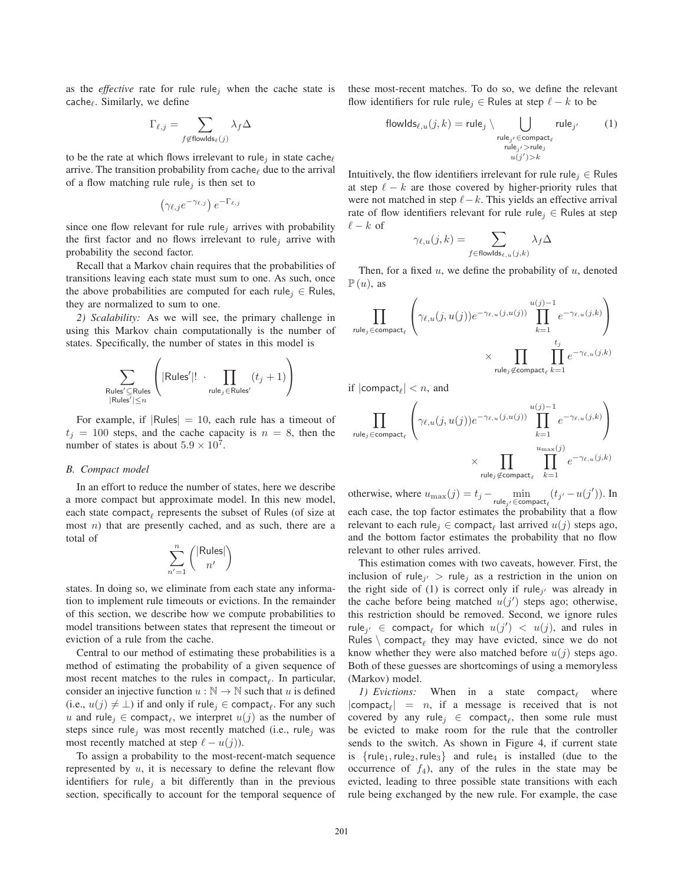as the *effective* rate for rule $\mathsf{rule}_j$ when the cache state is $\mathsf{cache}_\ell$. Similarly, we define

$$\Gamma_{\ell,j} = \sum_{f \notin \mathsf{flowIds}_\ell(j)} \lambda_f \Delta$$

to be the rate at which flows irrelevant to $\mathsf{rule}_j$ in state $\mathsf{cache}_\ell$ arrive. The transition probability from $\mathsf{cache}_\ell$ due to the arrival of a flow matching rule $\mathsf{rule}_j$ is then set to

$$\left(\gamma_{\ell,j} e^{-\gamma_{\ell,j}}\right) e^{-\Gamma_{\ell,j}}$$

since one flow relevant for rule $\mathsf{rule}_j$ arrives with probability the first factor and no flows irrelevant to $\mathsf{rule}_j$ arrive with probability the second factor.

Recall that a Markov chain requires that the probabilities of transitions leaving each state must sum to one. As such, once the above probabilities are computed for each $\mathsf{rule}_j \in \mathsf{Rules}$, they are normalized to sum to one.

*2) Scalability:* As we will see, the primary challenge in using this Markov chain computationally is the number of states. Specifically, the number of states in this model is

$$\sum_{\substack{\mathsf{Rules}' \subseteq \mathsf{Rules} \\ |\mathsf{Rules}'| \leq n}} \left( |\mathsf{Rules}'|! \cdot \prod_{\mathsf{rule}_j \in \mathsf{Rules}'} (t_j + 1) \right)$$

For example, if $|\mathsf{Rules}| = 10$, each rule has a timeout of $t_j = 100$ steps, and the cache capacity is $n = 8$, then the number of states is about $5.9 \times 10^7$.

### B. Compact model

In an effort to reduce the number of states, here we describe a more compact but approximate model. In this new model, each state $\mathsf{compact}_\ell$ represents the subset of Rules (of size at most $n$) that are presently cached, and as such, there are a total of

$$\sum_{n'=1}^{n} \binom{|\mathsf{Rules}|}{n'}$$

states. In doing so, we eliminate from each state any information to implement rule timeouts or evictions. In the remainder of this section, we describe how we compute probabilities to model transitions between states that represent the timeout or eviction of a rule from the cache.

Central to our method of estimating these probabilities is a method of estimating the probability of a given sequence of most recent matches to the rules in $\mathsf{compact}_\ell$. In particular, consider an injective function $u : \mathbb{N} \to \mathbb{N}$ such that $u$ is defined (i.e., $u(j) \neq \perp$) if and only if $\mathsf{rule}_j \in \mathsf{compact}_\ell$. For any such $u$ and $\mathsf{rule}_j \in \mathsf{compact}_\ell$, we interpret $u(j)$ as the number of steps since $\mathsf{rule}_j$ was most recently matched (i.e., $\mathsf{rule}_j$ was most recently matched at step $\ell - u(j)$).

To assign a probability to the most-recent-match sequence represented by $u$, it is necessary to define the relevant flow identifiers for $\mathsf{rule}_j$ a bit differently than in the previous section, specifically to account for the temporal sequence of these most-recent matches. To do so, we define the relevant flow identifiers for rule $\mathsf{rule}_j \in \mathsf{Rules}$ at step $\ell - k$ to be

$$\mathsf{flowIds}_{\ell,u}(j,k) = \mathsf{rule}_j \setminus \bigcup_{\substack{\mathsf{rule}_{j'} \in \mathsf{compact}_\ell \\ \mathsf{rule}_{j'} > \mathsf{rule}_j \\ u(j') > k}} \mathsf{rule}_{j'} \qquad (1)$$

Intuitively, the flow identifiers irrelevant for rule $\mathsf{rule}_j \in \mathsf{Rules}$ at step $\ell - k$ are those covered by higher-priority rules that were not matched in step $\ell - k$. This yields an effective arrival rate of flow identifiers relevant for rule $\mathsf{rule}_j \in \mathsf{Rules}$ at step $\ell - k$ of

$$\gamma_{\ell,u}(j,k) = \sum_{f \in \mathsf{flowIds}_{\ell,u}(j,k)} \lambda_f \Delta$$

Then, for a fixed $u$, we define the probability of $u$, denoted $\mathbb{P}(u)$, as

$$\prod_{\mathsf{rule}_j \in \mathsf{compact}_\ell} \left( \gamma_{\ell,u}(j,u(j)) e^{-\gamma_{\ell,u}(j,u(j))} \prod_{k=1}^{u(j)-1} e^{-\gamma_{\ell,u}(j,k)} \right) \times \prod_{\mathsf{rule}_j \notin \mathsf{compact}_\ell} \prod_{k=1}^{t_j} e^{-\gamma_{\ell,u}(j,k)}$$

if $|\mathsf{compact}_\ell| < n$, and

$$\prod_{\mathsf{rule}_j \in \mathsf{compact}_\ell} \left( \gamma_{\ell,u}(j,u(j)) e^{-\gamma_{\ell,u}(j,u(j))} \prod_{k=1}^{u(j)-1} e^{-\gamma_{\ell,u}(j,k)} \right) \times \prod_{\mathsf{rule}_j \notin \mathsf{compact}_\ell} \prod_{k=1}^{u_{\max}(j)} e^{-\gamma_{\ell,u}(j,k)}$$

otherwise, where $u_{\max}(j) = t_j - \min_{\mathsf{rule}_{j'} \in \mathsf{compact}_\ell} (t_{j'} - u(j'))$. In each case, the top factor estimates the probability that a flow relevant to each $\mathsf{rule}_j \in \mathsf{compact}_\ell$ last arrived $u(j)$ steps ago, and the bottom factor estimates the probability that no flow relevant to other rules arrived.

This estimation comes with two caveats, however. First, the inclusion of $\mathsf{rule}_{j'} > \mathsf{rule}_j$ as a restriction in the union on the right side of (1) is correct only if $\mathsf{rule}_{j'}$ was already in the cache before being matched $u(j')$ steps ago; otherwise, this restriction should be removed. Second, we ignore rules $\mathsf{rule}_{j'} \in \mathsf{compact}_\ell$ for which $u(j') < u(j)$, and rules in $\mathsf{Rules} \setminus \mathsf{compact}_\ell$ they may have evicted, since we do not know whether they were also matched before $u(j)$ steps ago. Both of these guesses are shortcomings of using a memoryless (Markov) model.

*1) Evictions:* When in a state $\mathsf{compact}_\ell$ where $|\mathsf{compact}_\ell| = n$, if a message is received that is not covered by any $\mathsf{rule}_j \in \mathsf{compact}_\ell$, then some rule must be evicted to make room for the rule that the controller sends to the switch. As shown in Figure 4, if current state is $\{\mathsf{rule}_1, \mathsf{rule}_2, \mathsf{rule}_3\}$ and $\mathsf{rule}_4$ is installed (due to the occurrence of $f_4$), any of the rules in the state may be evicted, leading to three possible state transitions with each rule being exchanged by the new rule. For example, the case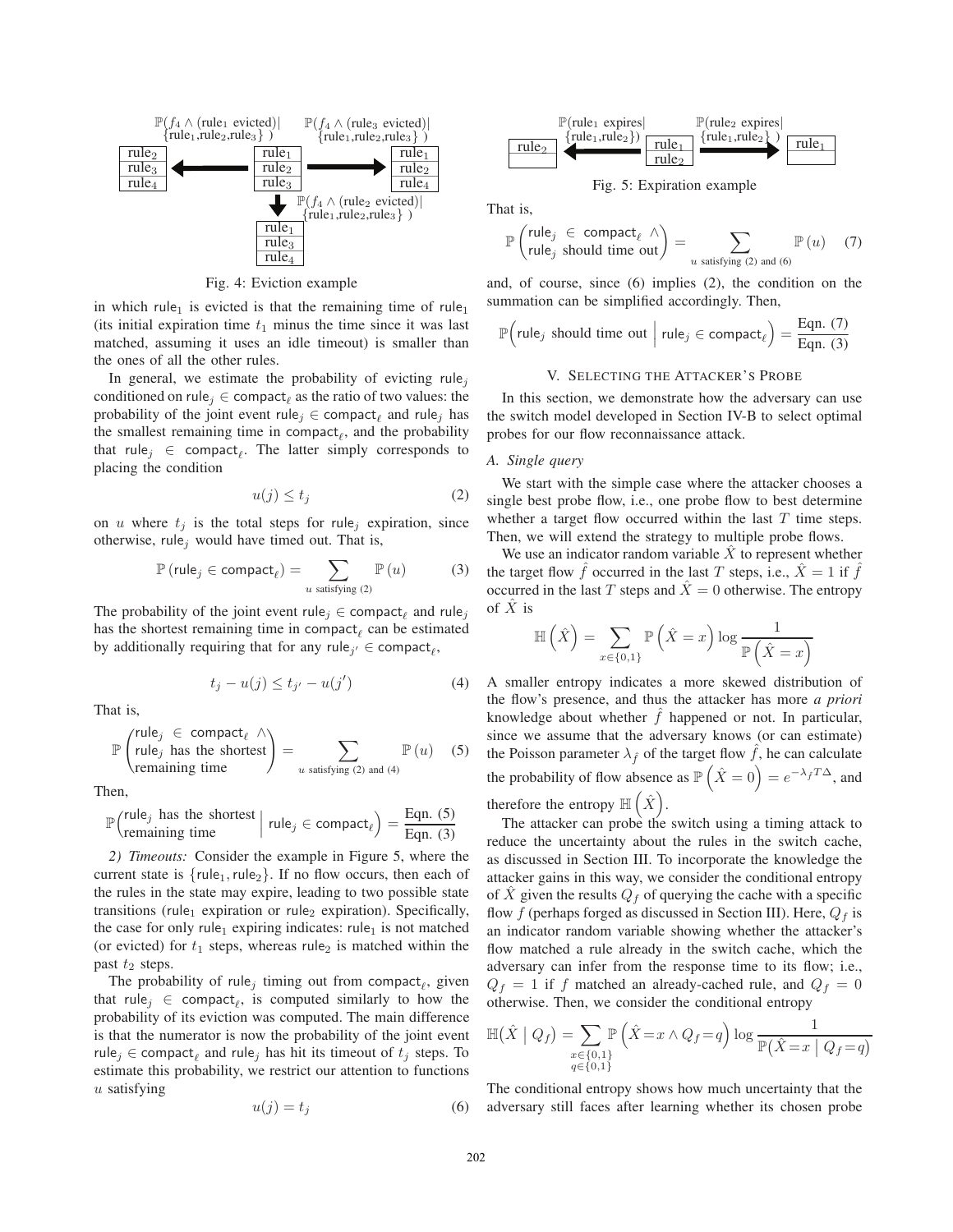Fig. 4: Eviction example

in which $\mathsf{rule}_1$ is evicted is that the remaining time of $\mathsf{rule}_1$ (its initial expiration time $t_1$ minus the time since it was last matched, assuming it uses an idle timeout) is smaller than the ones of all the other rules.

In general, we estimate the probability of evicting $\mathsf{rule}_j$ conditioned on $\mathsf{rule}_j \in \mathsf{compact}_\ell$ as the ratio of two values: the probability of the joint event $\mathsf{rule}_j \in \mathsf{compact}_\ell$ and $\mathsf{rule}_j$ has the smallest remaining time in $\mathsf{compact}_\ell$, and the probability that $\mathsf{rule}_j \in \mathsf{compact}_\ell$. The latter simply corresponds to placing the condition

$$u(j) \leq t_j \tag{2}$$

on $u$ where $t_j$ is the total steps for $\mathsf{rule}_j$ expiration, since otherwise, $\mathsf{rule}_j$ would have timed out. That is,

$$\mathbb{P}\left(\mathsf{rule}_j \in \mathsf{compact}_\ell\right) = \sum_{u \text{ satisfying (2)}} \mathbb{P}\left(u\right) \tag{3}$$

The probability of the joint event $\mathsf{rule}_j \in \mathsf{compact}_\ell$ and $\mathsf{rule}_j$ has the shortest remaining time in $\mathsf{compact}_\ell$ can be estimated by additionally requiring that for any $\mathsf{rule}_{j'} \in \mathsf{compact}_\ell$,

$$t_j - u(j) \leq t_{j'} - u(j') \tag{4}$$

That is,

$$\mathbb{P}\begin{pmatrix}\mathsf{rule}_j \in \mathsf{compact}_\ell \wedge \\ \mathsf{rule}_j \text{ has the shortest} \\ \text{remaining time}\end{pmatrix} = \sum_{u \text{ satisfying (2) and (4)}} \mathbb{P}\left(u\right) \tag{5}$$

Then,

$$\mathbb{P}\begin{pmatrix}\mathsf{rule}_j \text{ has the shortest} \\ \text{remaining time}\end{pmatrix} \Big| \; \mathsf{rule}_j \in \mathsf{compact}_\ell\Big) = \frac{\text{Eqn. (5)}}{\text{Eqn. (3)}}$$

*2) Timeouts:* Consider the example in Figure 5, where the current state is $\{\mathsf{rule}_1, \mathsf{rule}_2\}$. If no flow occurs, then each of the rules in the state may expire, leading to two possible state transitions ($\mathsf{rule}_1$ expiration or $\mathsf{rule}_2$ expiration). Specifically, the case for only $\mathsf{rule}_1$ expiring indicates: $\mathsf{rule}_1$ is not matched (or evicted) for $t_1$ steps, whereas $\mathsf{rule}_2$ is matched within the past $t_2$ steps.

The probability of $\mathsf{rule}_j$ timing out from $\mathsf{compact}_\ell$, given that $\mathsf{rule}_j \in \mathsf{compact}_\ell$, is computed similarly to how the probability of its eviction was computed. The main difference is that the numerator is now the probability of the joint event $\mathsf{rule}_j \in \mathsf{compact}_\ell$ and $\mathsf{rule}_j$ has hit its timeout of $t_j$ steps. To estimate this probability, we restrict our attention to functions $u$ satisfying

$$u(j) = t_j \tag{6}$$

Fig. 5: Expiration example

That is,

$$\mathbb{P}\begin{pmatrix}\mathsf{rule}_j \in \mathsf{compact}_\ell \wedge \\ \mathsf{rule}_j \text{ should time out}\end{pmatrix} = \sum_{u \text{ satisfying (2) and (6)}} \mathbb{P}\left(u\right) \tag{7}$$

and, of course, since (6) implies (2), the condition on the summation can be simplified accordingly. Then,

$$\mathbb{P}\Big(\mathsf{rule}_j \text{ should time out} \;\Big|\; \mathsf{rule}_j \in \mathsf{compact}_\ell\Big) = \frac{\text{Eqn. (7)}}{\text{Eqn. (3)}}$$

## V. Selecting the Attacker's Probe

In this section, we demonstrate how the adversary can use the switch model developed in Section IV-B to select optimal probes for our flow reconnaissance attack.

### A. Single query

We start with the simple case where the attacker chooses a single best probe flow, i.e., one probe flow to best determine whether a target flow occurred within the last $T$ time steps. Then, we will extend the strategy to multiple probe flows.

We use an indicator random variable $\hat{X}$ to represent whether the target flow $\hat{f}$ occurred in the last $T$ steps, i.e., $\hat{X} = 1$ if $\hat{f}$ occurred in the last $T$ steps and $\hat{X} = 0$ otherwise. The entropy of $\hat{X}$ is

$$\mathbb{H}\left(\hat{X}\right) = \sum_{x \in \{0,1\}} \mathbb{P}\left(\hat{X} = x\right) \log \frac{1}{\mathbb{P}\left(\hat{X} = x\right)}$$

A smaller entropy indicates a more skewed distribution of the flow's presence, and thus the attacker has more *a priori* knowledge about whether $\hat{f}$ happened or not. In particular, since we assume that the adversary knows (or can estimate) the Poisson parameter $\lambda_{\hat{f}}$ of the target flow $\hat{f}$, he can calculate the probability of flow absence as $\mathbb{P}\left(\hat{X} = 0\right) = e^{-\lambda_{\hat{f}} T \Delta}$, and therefore the entropy $\mathbb{H}\left(\hat{X}\right)$.

The attacker can probe the switch using a timing attack to reduce the uncertainty about the rules in the switch cache, as discussed in Section III. To incorporate the knowledge the attacker gains in this way, we consider the conditional entropy of $\hat{X}$ given the results $Q_f$ of querying the cache with a specific flow $f$ (perhaps forged as discussed in Section III). Here, $Q_f$ is an indicator random variable showing whether the attacker's flow matched a rule already in the switch cache, which the adversary can infer from the response time to its flow; i.e., $Q_f = 1$ if $f$ matched an already-cached rule, and $Q_f = 0$ otherwise. Then, we consider the conditional entropy

$$\mathbb{H}(\hat{X} \mid Q_f) = \sum_{\substack{x \in \{0,1\} \\ q \in \{0,1\}}} \mathbb{P}\left(\hat{X} = x \wedge Q_f = q\right) \log \frac{1}{\mathbb{P}(\hat{X} = x \mid Q_f = q)}$$

The conditional entropy shows how much uncertainty that the adversary still faces after learning whether its chosen probe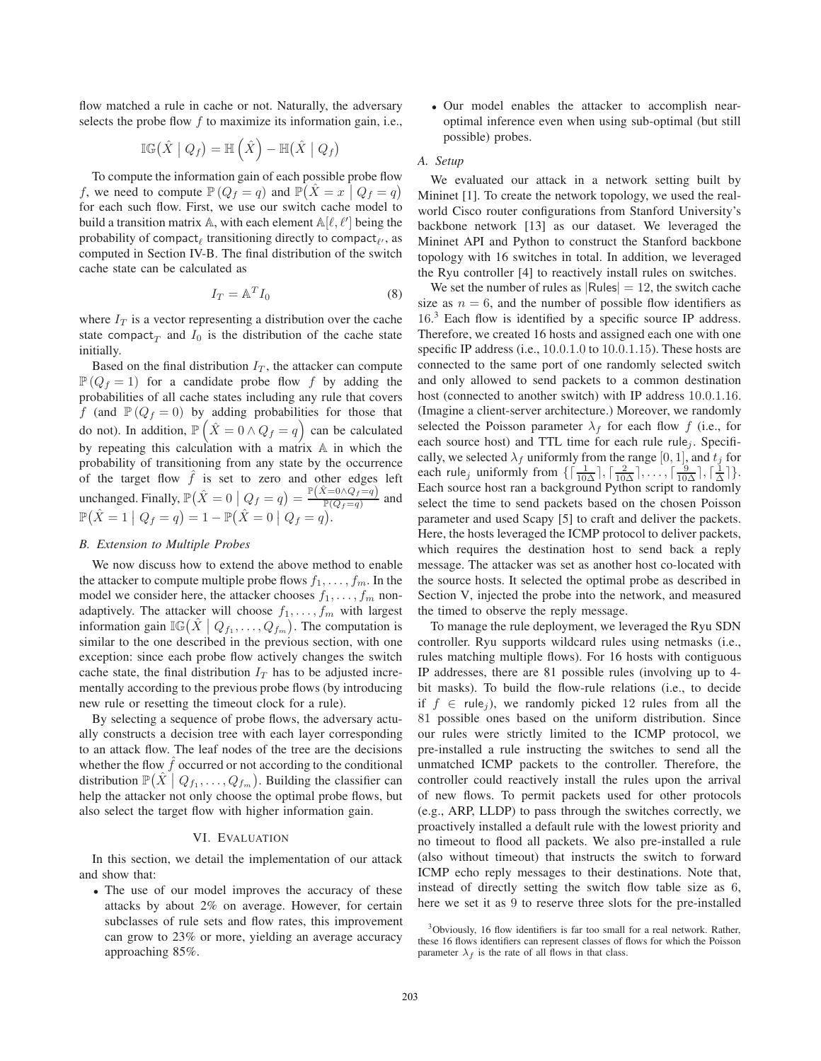flow matched a rule in cache or not. Naturally, the adversary selects the probe flow $f$ to maximize its information gain, i.e.,

$$\mathbb{IG}\big(\hat{X} \mid Q_f\big) = \mathbb{H}\left(\hat{X}\right) - \mathbb{H}\big(\hat{X} \mid Q_f\big)$$

To compute the information gain of each possible probe flow $f$, we need to compute $\mathbb{P}\left(Q_f = q\right)$ and $\mathbb{P}\big(\hat{X} = x \mid Q_f = q\big)$ for each such flow. First, we use our switch cache model to build a transition matrix $\mathbb{A}$, with each element $\mathbb{A}[\ell, \ell']$ being the probability of $\mathsf{compact}_\ell$ transitioning directly to $\mathsf{compact}_{\ell'}$, as computed in Section IV-B. The final distribution of the switch cache state can be calculated as

$$I_T = \mathbb{A}^T I_0 \tag{8}$$

where $I_T$ is a vector representing a distribution over the cache state $\mathsf{compact}_T$ and $I_0$ is the distribution of the cache state initially.

Based on the final distribution $I_T$, the attacker can compute $\mathbb{P}\left(Q_f = 1\right)$ for a candidate probe flow $f$ by adding the probabilities of all cache states including any rule that covers $f$ (and $\mathbb{P}\left(Q_f = 0\right)$ by adding probabilities for those that do not). In addition, $\mathbb{P}\left(\hat{X} = 0 \wedge Q_f = q\right)$ can be calculated by repeating this calculation with a matrix $\mathbb{A}$ in which the probability of transitioning from any state by the occurrence of the target flow $\hat{f}$ is set to zero and other edges left unchanged. Finally, $\mathbb{P}\big(\hat{X} = 0 \mid Q_f = q\big) = \frac{\mathbb{P}\left(\hat{X}=0 \wedge Q_f = q\right)}{\mathbb{P}\left(Q_f = q\right)}$ and $\mathbb{P}\big(\hat{X} = 1 \mid Q_f = q\big) = 1 - \mathbb{P}\big(\hat{X} = 0 \mid Q_f = q\big)$.

### B. Extension to Multiple Probes

We now discuss how to extend the above method to enable the attacker to compute multiple probe flows $f_1, \ldots, f_m$. In the model we consider here, the attacker chooses $f_1, \ldots, f_m$ non-adaptively. The attacker will choose $f_1, \ldots, f_m$ with largest information gain $\mathbb{IG}\big(\hat{X} \mid Q_{f_1}, \ldots, Q_{f_m}\big)$. The computation is similar to the one described in the previous section, with one exception: since each probe flow actively changes the switch cache state, the final distribution $I_T$ has to be adjusted incrementally according to the previous probe flows (by introducing new rule or resetting the timeout clock for a rule).

By selecting a sequence of probe flows, the adversary actually constructs a decision tree with each layer corresponding to an attack flow. The leaf nodes of the tree are the decisions whether the flow $\hat{f}$ occurred or not according to the conditional distribution $\mathbb{P}\big(\hat{X} \mid Q_{f_1}, \ldots, Q_{f_m}\big)$. Building the classifier can help the attacker not only choose the optimal probe flows, but also select the target flow with higher information gain.

## VI. Evaluation

In this section, we detail the implementation of our attack and show that:

- The use of our model improves the accuracy of these attacks by about 2% on average. However, for certain subclasses of rule sets and flow rates, this improvement can grow to 23% or more, yielding an average accuracy approaching 85%.
- Our model enables the attacker to accomplish near-optimal inference even when using sub-optimal (but still possible) probes.

### A. Setup

We evaluated our attack in a network setting built by Mininet [1]. To create the network topology, we used the real-world Cisco router configurations from Stanford University's backbone network [13] as our dataset. We leveraged the Mininet API and Python to construct the Stanford backbone topology with 16 switches in total. In addition, we leveraged the Ryu controller [4] to reactively install rules on switches.

We set the number of rules as $|\mathsf{Rules}| = 12$, the switch cache size as $n = 6$, and the number of possible flow identifiers as 16.[3] Each flow is identified by a specific source IP address. Therefore, we created 16 hosts and assigned each one with one specific IP address (i.e., 10.0.1.0 to 10.0.1.15). These hosts are connected to the same port of one randomly selected switch and only allowed to send packets to a common destination host (connected to another switch) with IP address 10.0.1.16. (Imagine a client-server architecture.) Moreover, we randomly selected the Poisson parameter $\lambda_f$ for each flow $f$ (i.e., for each source host) and TTL time for each rule $\mathsf{rule}_j$. Specifically, we selected $\lambda_f$ uniformly from the range $[0, 1]$, and $t_j$ for each $\mathsf{rule}_j$ uniformly from $\{\lceil \frac{1}{10\Delta} \rceil, \lceil \frac{2}{10\Delta} \rceil, \ldots, \lceil \frac{9}{10\Delta} \rceil, \lceil \frac{1}{\Delta} \rceil\}$. Each source host ran a background Python script to randomly select the time to send packets based on the chosen Poisson parameter and used Scapy [5] to craft and deliver the packets. Here, the hosts leveraged the ICMP protocol to deliver packets, which requires the destination host to send back a reply message. The attacker was set as another host co-located with the source hosts. It selected the optimal probe as described in Section V, injected the probe into the network, and measured the timed to observe the reply message.

To manage the rule deployment, we leveraged the Ryu SDN controller. Ryu supports wildcard rules using netmasks (i.e., rules matching multiple flows). For 16 hosts with contiguous IP addresses, there are 81 possible rules (involving up to 4-bit masks). To build the flow-rule relations (i.e., to decide if $f \in \mathsf{rule}_j$), we randomly picked 12 rules from all the 81 possible ones based on the uniform distribution. Since our rules were strictly limited to the ICMP protocol, we pre-installed a rule instructing the switches to send all the unmatched ICMP packets to the controller. Therefore, the controller could reactively install the rules upon the arrival of new flows. To permit packets used for other protocols (e.g., ARP, LLDP) to pass through the switches correctly, we proactively installed a default rule with the lowest priority and no timeout to flood all packets. We also pre-installed a rule (also without timeout) that instructs the switch to forward ICMP echo reply messages to their destinations. Note that, instead of directly setting the switch flow table size as 6, here we set it as 9 to reserve three slots for the pre-installed

[3] Obviously, 16 flow identifiers is far too small for a real network. Rather, these 16 flows identifiers can represent classes of flows for which the Poisson parameter $\lambda_f$ is the rate of all flows in that class.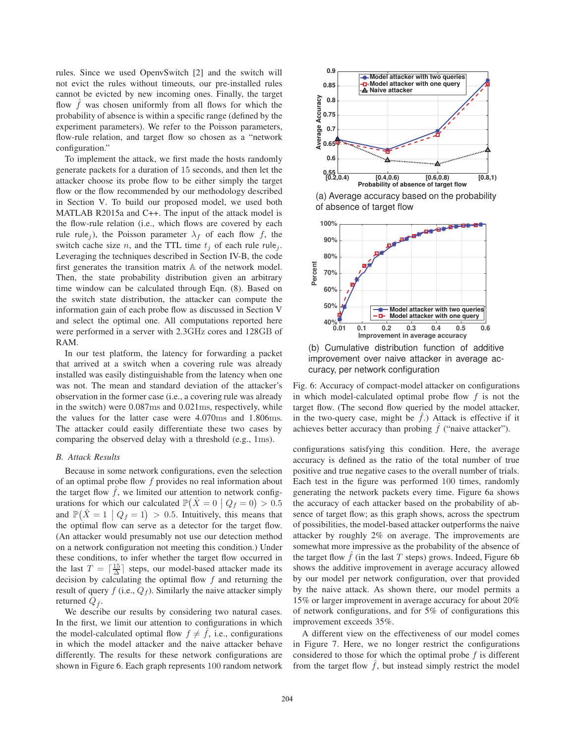rules. Since we used OpenvSwitch [2] and the switch will not evict the rules without timeouts, our pre-installed rules cannot be evicted by new incoming ones. Finally, the target flow $\hat{f}$ was chosen uniformly from all flows for which the probability of absence is within a specific range (defined by the experiment parameters). We refer to the Poisson parameters, flow-rule relation, and target flow so chosen as a "network configuration."

To implement the attack, we first made the hosts randomly generate packets for a duration of 15 seconds, and then let the attacker choose its probe flow to be either simply the target flow or the flow recommended by our methodology described in Section V. To build our proposed model, we used both MATLAB R2015a and C++. The input of the attack model is the flow-rule relation (i.e., which flows are covered by each rule $\text{rule}_j$), the Poisson parameter $\lambda_f$ of each flow $f$, the switch cache size $n$, and the TTL time $t_j$ of each rule $\text{rule}_j$. Leveraging the techniques described in Section IV-B, the code first generates the transition matrix $\mathbb{A}$ of the network model. Then, the state probability distribution given an arbitrary time window can be calculated through Eqn. (8). Based on the switch state distribution, the attacker can compute the information gain of each probe flow as discussed in Section V and select the optimal one. All computations reported here were performed in a server with 2.3GHz cores and 128GB of RAM.

In our test platform, the latency for forwarding a packet that arrived at a switch when a covering rule was already installed was easily distinguishable from the latency when one was not. The mean and standard deviation of the attacker's observation in the former case (i.e., a covering rule was already in the switch) were $0.087\text{ms}$ and $0.021\text{ms}$, respectively, while the values for the latter case were $4.070\text{ms}$ and $1.806\text{ms}$. The attacker could easily differentiate these two cases by comparing the observed delay with a threshold (e.g., $1\text{ms}$).

### *B. Attack Results*

Because in some network configurations, even the selection of an optimal probe flow $f$ provides no real information about the target flow $\hat{f}$, we limited our attention to network configurations for which our calculated $\mathbb{P}(\hat{X} = 0 \mid Q_f = 0) > 0.5$ and $\mathbb{P}(\hat{X} = 1 \mid Q_f = 1) > 0.5$. Intuitively, this means that the optimal flow can serve as a detector for the target flow. (An attacker would presumably not use our detection method on a network configuration not meeting this condition.) Under these conditions, to infer whether the target flow occurred in the last $T = \lceil \frac{15}{\Delta} \rceil$ steps, our model-based attacker made its decision by calculating the optimal flow $f$ and returning the result of query $f$ (i.e., $Q_f$). Similarly the naive attacker simply returned $Q_{\hat{f}}$.

We describe our results by considering two natural cases. In the first, we limit our attention to configurations in which the model-calculated optimal flow $f \neq \hat{f}$, i.e., configurations in which the model attacker and the naive attacker behave differently. The results for these network configurations are shown in Figure 6. Each graph represents 100 random network

(a) Average accuracy based on the probability of absence of target flow

(b) Cumulative distribution function of additive improvement over naive attacker in average accuracy, per network configuration

Fig. 6: Accuracy of compact-model attacker on configurations in which model-calculated optimal probe flow $f$ is not the target flow. (The second flow queried by the model attacker, in the two-query case, might be $\hat{f}$.) Attack is effective if it achieves better accuracy than probing $\hat{f}$ ("naive attacker").

configurations satisfying this condition. Here, the average accuracy is defined as the ratio of the total number of true positive and true negative cases to the overall number of trials. Each test in the figure was performed 100 times, randomly generating the network packets every time. Figure 6a shows the accuracy of each attacker based on the probability of absence of target flow; as this graph shows, across the spectrum of possibilities, the model-based attacker outperforms the naive attacker by roughly 2% on average. The improvements are somewhat more impressive as the probability of the absence of the target flow $\hat{f}$ (in the last $T$ steps) grows. Indeed, Figure 6b shows the additive improvement in average accuracy allowed by our model per network configuration, over that provided by the naive attack. As shown there, our model permits a 15% or larger improvement in average accuracy for about 20% of network configurations, and for 5% of configurations this improvement exceeds 35%.

A different view on the effectiveness of our model comes in Figure 7. Here, we no longer restrict the configurations considered to those for which the optimal probe $f$ is different from the target flow $\hat{f}$, but instead simply restrict the model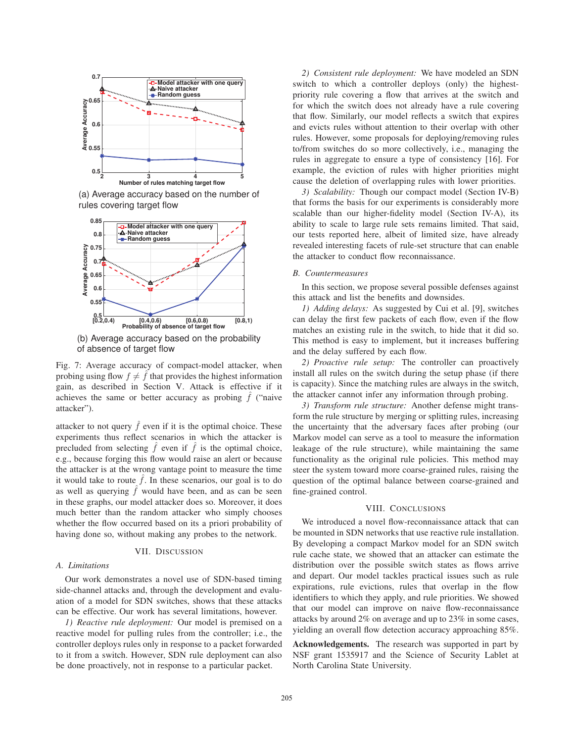(a) Average accuracy based on the number of rules covering target flow

(b) Average accuracy based on the probability of absence of target flow

Fig. 7: Average accuracy of compact-model attacker, when probing using flow $f \neq \hat{f}$ that provides the highest information gain, as described in Section V. Attack is effective if it achieves the same or better accuracy as probing $\hat{f}$ ("naive attacker").

attacker to not query $\hat{f}$ even if it is the optimal choice. These experiments thus reflect scenarios in which the attacker is precluded from selecting $\hat{f}$ even if $\hat{f}$ is the optimal choice, e.g., because forging this flow would raise an alert or because the attacker is at the wrong vantage point to measure the time it would take to route $\hat{f}$. In these scenarios, our goal is to do as well as querying $\hat{f}$ would have been, and as can be seen in these graphs, our model attacker does so. Moreover, it does much better than the random attacker who simply chooses whether the flow occurred based on its a priori probability of having done so, without making any probes to the network.

## VII. Discussion

### A. Limitations

Our work demonstrates a novel use of SDN-based timing side-channel attacks and, through the development and evaluation of a model for SDN switches, shows that these attacks can be effective. Our work has several limitations, however.

*1) Reactive rule deployment:* Our model is premised on a reactive model for pulling rules from the controller; i.e., the controller deploys rules only in response to a packet forwarded to it from a switch. However, SDN rule deployment can also be done proactively, not in response to a particular packet.

*2) Consistent rule deployment:* We have modeled an SDN switch to which a controller deploys (only) the highest-priority rule covering a flow that arrives at the switch and for which the switch does not already have a rule covering that flow. Similarly, our model reflects a switch that expires and evicts rules without attention to their overlap with other rules. However, some proposals for deploying/removing rules to/from switches do so more collectively, i.e., managing the rules in aggregate to ensure a type of consistency [16]. For example, the eviction of rules with higher priorities might cause the deletion of overlapping rules with lower priorities.

*3) Scalability:* Though our compact model (Section IV-B) that forms the basis for our experiments is considerably more scalable than our higher-fidelity model (Section IV-A), its ability to scale to large rule sets remains limited. That said, our tests reported here, albeit of limited size, have already revealed interesting facets of rule-set structure that can enable the attacker to conduct flow reconnaissance.

### B. Countermeasures

In this section, we propose several possible defenses against this attack and list the benefits and downsides.

*1) Adding delays:* As suggested by Cui et al. [9], switches can delay the first few packets of each flow, even if the flow matches an existing rule in the switch, to hide that it did so. This method is easy to implement, but it increases buffering and the delay suffered by each flow.

*2) Proactive rule setup:* The controller can proactively install all rules on the switch during the setup phase (if there is capacity). Since the matching rules are always in the switch, the attacker cannot infer any information through probing.

*3) Transform rule structure:* Another defense might transform the rule structure by merging or splitting rules, increasing the uncertainty that the adversary faces after probing (our Markov model can serve as a tool to measure the information leakage of the rule structure), while maintaining the same functionality as the original rule policies. This method may steer the system toward more coarse-grained rules, raising the question of the optimal balance between coarse-grained and fine-grained control.

## VIII. Conclusions

We introduced a novel flow-reconnaissance attack that can be mounted in SDN networks that use reactive rule installation. By developing a compact Markov model for an SDN switch rule cache state, we showed that an attacker can estimate the distribution over the possible switch states as flows arrive and depart. Our model tackles practical issues such as rule expirations, rule evictions, rules that overlap in the flow identifiers to which they apply, and rule priorities. We showed that our model can improve on naive flow-reconnaissance attacks by around 2% on average and up to 23% in some cases, yielding an overall flow detection accuracy approaching 85%.

**Acknowledgements.** The research was supported in part by NSF grant 1535917 and the Science of Security Lablet at North Carolina State University.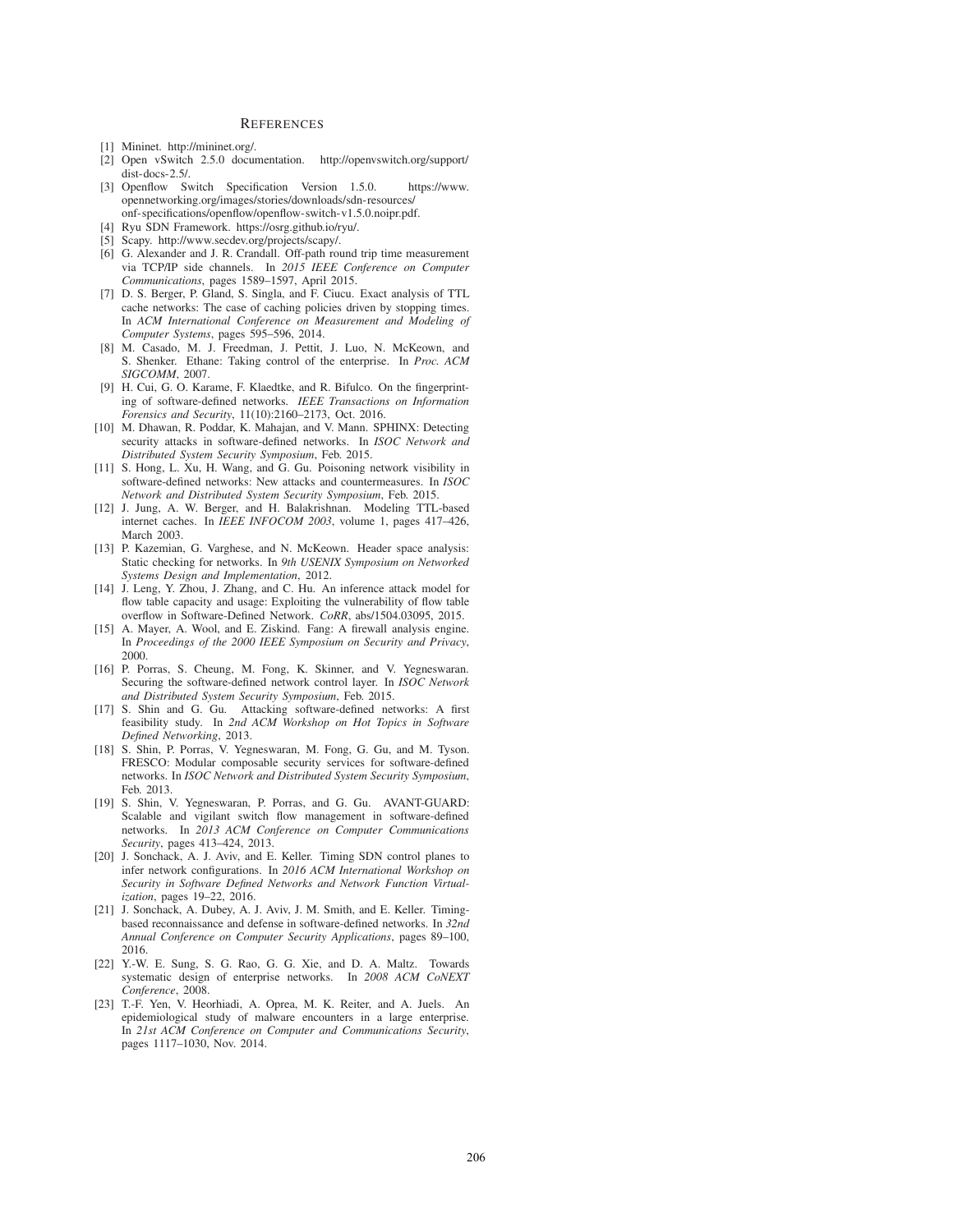## References

[1] Mininet. http://mininet.org/.

[2] Open vSwitch 2.5.0 documentation. http://openvswitch.org/support/dist-docs-2.5/.

[3] Openflow Switch Specification Version 1.5.0. https://www.opennetworking.org/images/stories/downloads/sdn-resources/onf-specifications/openflow/openflow-switch-v1.5.0.noipr.pdf.

[4] Ryu SDN Framework. https://osrg.github.io/ryu/.

[5] Scapy. http://www.secdev.org/projects/scapy/.

[6] G. Alexander and J. R. Crandall. Off-path round trip time measurement via TCP/IP side channels. In *2015 IEEE Conference on Computer Communications*, pages 1589–1597, April 2015.

[7] D. S. Berger, P. Gland, S. Singla, and F. Ciucu. Exact analysis of TTL cache networks: The case of caching policies driven by stopping times. In *ACM International Conference on Measurement and Modeling of Computer Systems*, pages 595–596, 2014.

[8] M. Casado, M. J. Freedman, J. Pettit, J. Luo, N. McKeown, and S. Shenker. Ethane: Taking control of the enterprise. In *Proc. ACM SIGCOMM*, 2007.

[9] H. Cui, G. O. Karame, F. Klaedtke, and R. Bifulco. On the fingerprinting of software-defined networks. *IEEE Transactions on Information Forensics and Security*, 11(10):2160–2173, Oct. 2016.

[10] M. Dhawan, R. Poddar, K. Mahajan, and V. Mann. SPHINX: Detecting security attacks in software-defined networks. In *ISOC Network and Distributed System Security Symposium*, Feb. 2015.

[11] S. Hong, L. Xu, H. Wang, and G. Gu. Poisoning network visibility in software-defined networks: New attacks and countermeasures. In *ISOC Network and Distributed System Security Symposium*, Feb. 2015.

[12] J. Jung, A. W. Berger, and H. Balakrishnan. Modeling TTL-based internet caches. In *IEEE INFOCOM 2003*, volume 1, pages 417–426, March 2003.

[13] P. Kazemian, G. Varghese, and N. McKeown. Header space analysis: Static checking for networks. In *9th USENIX Symposium on Networked Systems Design and Implementation*, 2012.

[14] J. Leng, Y. Zhou, J. Zhang, and C. Hu. An inference attack model for flow table capacity and usage: Exploiting the vulnerability of flow table overflow in Software-Defined Network. *CoRR*, abs/1504.03095, 2015.

[15] A. Mayer, A. Wool, and E. Ziskind. Fang: A firewall analysis engine. In *Proceedings of the 2000 IEEE Symposium on Security and Privacy*, 2000.

[16] P. Porras, S. Cheung, M. Fong, K. Skinner, and V. Yegneswaran. Securing the software-defined network control layer. In *ISOC Network and Distributed System Security Symposium*, Feb. 2015.

[17] S. Shin and G. Gu. Attacking software-defined networks: A first feasibility study. In *2nd ACM Workshop on Hot Topics in Software Defined Networking*, 2013.

[18] S. Shin, P. Porras, V. Yegneswaran, M. Fong, G. Gu, and M. Tyson. FRESCO: Modular composable security services for software-defined networks. In *ISOC Network and Distributed System Security Symposium*, Feb. 2013.

[19] S. Shin, V. Yegneswaran, P. Porras, and G. Gu. AVANT-GUARD: Scalable and vigilant switch flow management in software-defined networks. In *2013 ACM Conference on Computer Communications Security*, pages 413–424, 2013.

[20] J. Sonchack, A. J. Aviv, and E. Keller. Timing SDN control planes to infer network configurations. In *2016 ACM International Workshop on Security in Software Defined Networks and Network Function Virtualization*, pages 19–22, 2016.

[21] J. Sonchack, A. Dubey, A. J. Aviv, J. M. Smith, and E. Keller. Timing-based reconnaissance and defense in software-defined networks. In *32nd Annual Conference on Computer Security Applications*, pages 89–100, 2016.

[22] Y.-W. E. Sung, S. G. Rao, G. G. Xie, and D. A. Maltz. Towards systematic design of enterprise networks. In *2008 ACM CoNEXT Conference*, 2008.

[23] T.-F. Yen, V. Heorhiadi, A. Oprea, M. K. Reiter, and A. Juels. An epidemiological study of malware encounters in a large enterprise. In *21st ACM Conference on Computer and Communications Security*, pages 1117–1030, Nov. 2014.